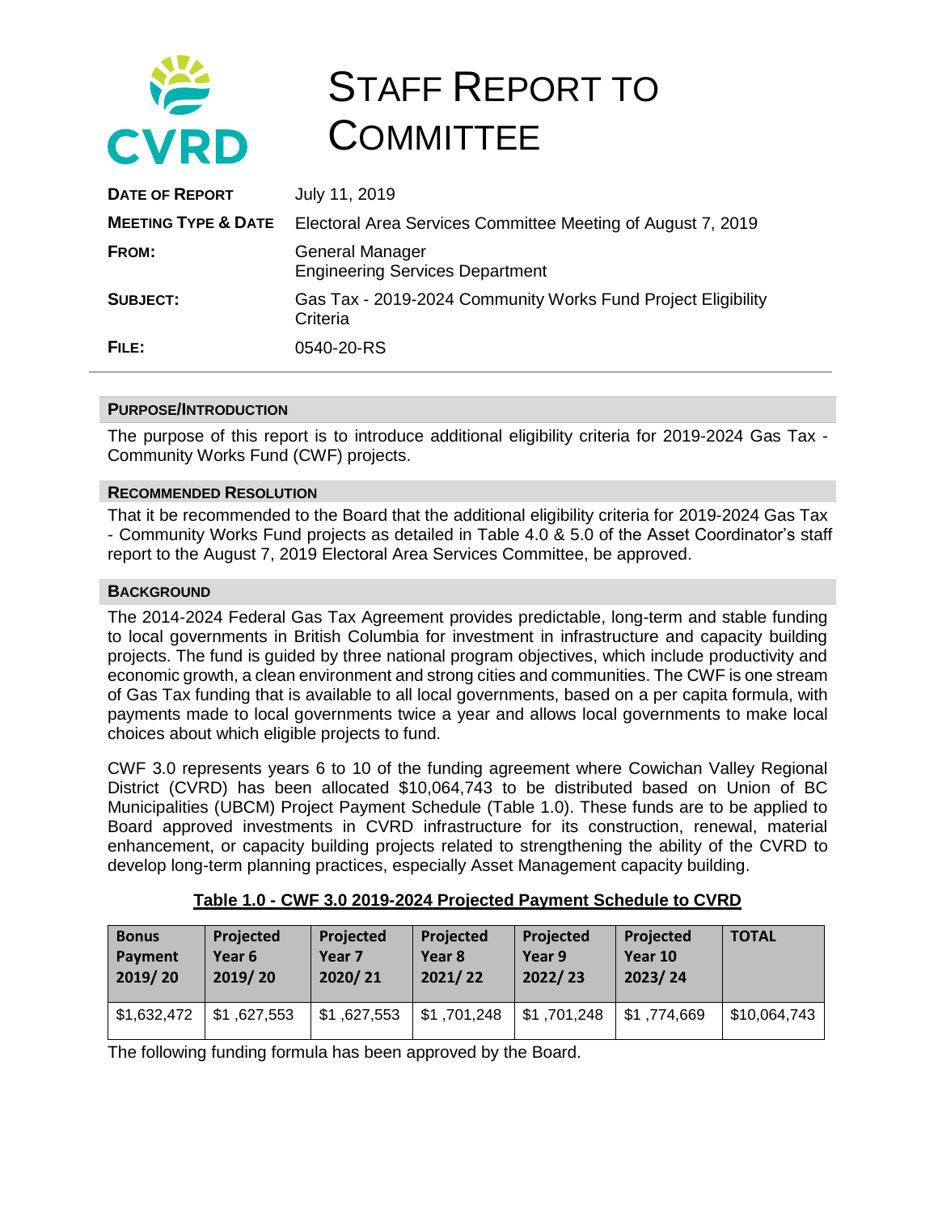# STAFF REPORT TO COMMITTEE

| | |
|---|---|
| **DATE OF REPORT** | July 11, 2019 |
| **MEETING TYPE & DATE** | Electoral Area Services Committee Meeting of August 7, 2019 |
| **FROM:** | General Manager<br>Engineering Services Department |
| **SUBJECT:** | Gas Tax - 2019-2024 Community Works Fund Project Eligibility Criteria |
| **FILE:** | 0540-20-RS |

## PURPOSE/INTRODUCTION

The purpose of this report is to introduce additional eligibility criteria for 2019-2024 Gas Tax - Community Works Fund (CWF) projects.

## RECOMMENDED RESOLUTION

That it be recommended to the Board that the additional eligibility criteria for 2019-2024 Gas Tax - Community Works Fund projects as detailed in Table 4.0 & 5.0 of the Asset Coordinator's staff report to the August 7, 2019 Electoral Area Services Committee, be approved.

## BACKGROUND

The 2014-2024 Federal Gas Tax Agreement provides predictable, long-term and stable funding to local governments in British Columbia for investment in infrastructure and capacity building projects. The fund is guided by three national program objectives, which include productivity and economic growth, a clean environment and strong cities and communities. The CWF is one stream of Gas Tax funding that is available to all local governments, based on a per capita formula, with payments made to local governments twice a year and allows local governments to make local choices about which eligible projects to fund.

CWF 3.0 represents years 6 to 10 of the funding agreement where Cowichan Valley Regional District (CVRD) has been allocated $10,064,743 to be distributed based on Union of BC Municipalities (UBCM) Project Payment Schedule (Table 1.0). These funds are to be applied to Board approved investments in CVRD infrastructure for its construction, renewal, material enhancement, or capacity building projects related to strengthening the ability of the CVRD to develop long-term planning practices, especially Asset Management capacity building.

**Table 1.0 - CWF 3.0 2019-2024 Projected Payment Schedule to CVRD**

| Bonus Payment 2019/ 20 | Projected Year 6 2019/ 20 | Projected Year 7 2020/ 21 | Projected Year 8 2021/ 22 | Projected Year 9 2022/ 23 | Projected Year 10 2023/ 24 | TOTAL |
|---|---|---|---|---|---|---|
| $1,632,472 | $1 ,627,553 | $1 ,627,553 | $1 ,701,248 | $1 ,701,248 | $1 ,774,669 | $10,064,743 |

The following funding formula has been approved by the Board.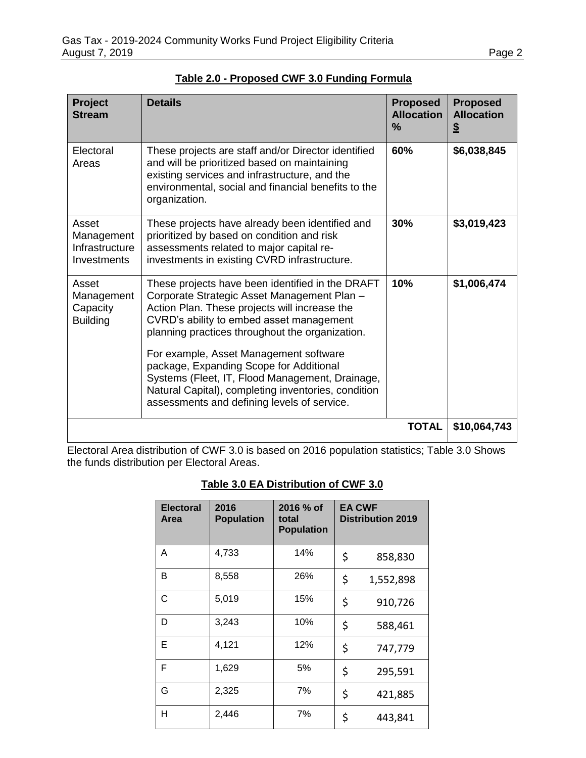**Table 2.0 - Proposed CWF 3.0 Funding Formula**

| Project Stream | Details | Proposed Allocation % | Proposed Allocation $ |
|---|---|---|---|
| Electoral Areas | These projects are staff and/or Director identified and will be prioritized based on maintaining existing services and infrastructure, and the environmental, social and financial benefits to the organization. | **60%** | **$6,038,845** |
| Asset Management Infrastructure Investments | These projects have already been identified and prioritized by based on condition and risk assessments related to major capital re-investments in existing CVRD infrastructure. | **30%** | **$3,019,423** |
| Asset Management Capacity Building | These projects have been identified in the DRAFT Corporate Strategic Asset Management Plan – Action Plan. These projects will increase the CVRD's ability to embed asset management planning practices throughout the organization.<br><br>For example, Asset Management software package, Expanding Scope for Additional Systems (Fleet, IT, Flood Management, Drainage, Natural Capital), completing inventories, condition assessments and defining levels of service. | **10%** | **$1,006,474** |
| | | **TOTAL** | **$10,064,743** |

Electoral Area distribution of CWF 3.0 is based on 2016 population statistics; Table 3.0 Shows the funds distribution per Electoral Areas.

**Table 3.0 EA Distribution of CWF 3.0**

| Electoral Area | 2016 Population | 2016 % of total Population | EA CWF Distribution 2019 |
|---|---|---|---|
| A | 4,733 | 14% | $ 858,830 |
| B | 8,558 | 26% | $ 1,552,898 |
| C | 5,019 | 15% | $ 910,726 |
| D | 3,243 | 10% | $ 588,461 |
| E | 4,121 | 12% | $ 747,779 |
| F | 1,629 | 5% | $ 295,591 |
| G | 2,325 | 7% | $ 421,885 |
| H | 2,446 | 7% | $ 443,841 |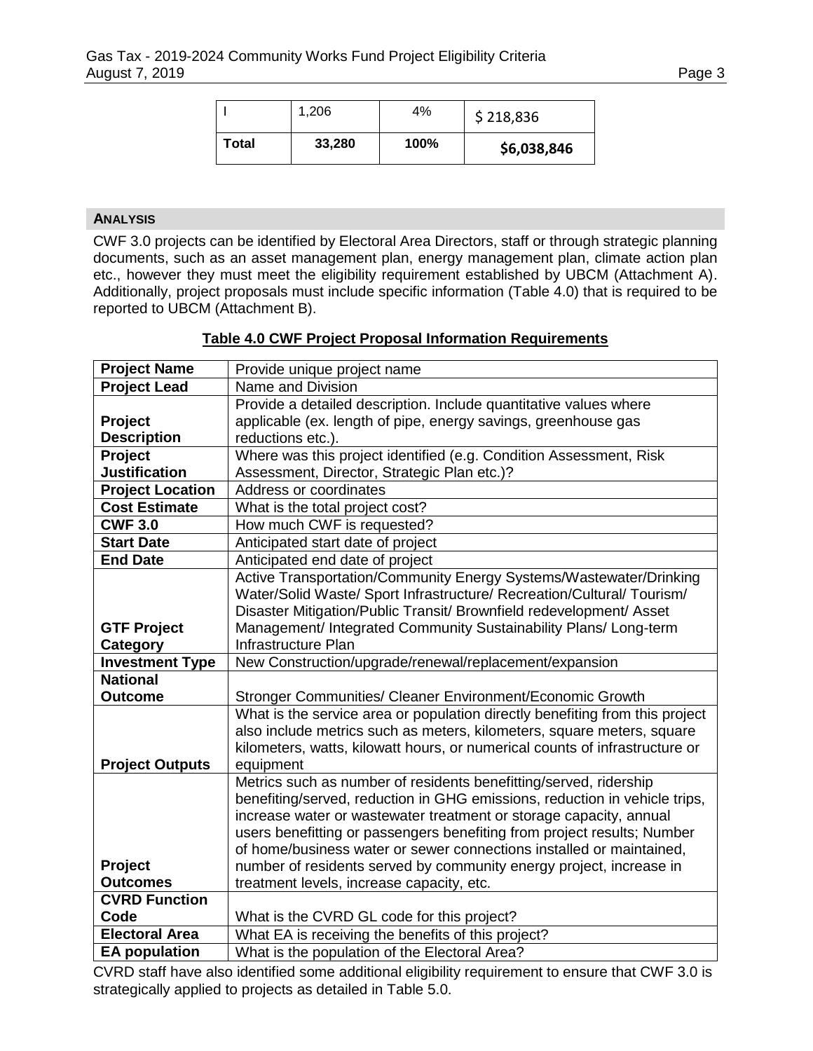| I | 1,206 | 4% | $ 218,836 |
|---|---|---|---|
| **Total** | **33,280** | **100%** | **$6,038,846** |

## ANALYSIS

CWF 3.0 projects can be identified by Electoral Area Directors, staff or through strategic planning documents, such as an asset management plan, energy management plan, climate action plan etc., however they must meet the eligibility requirement established by UBCM (Attachment A). Additionally, project proposals must include specific information (Table 4.0) that is required to be reported to UBCM (Attachment B).

**Table 4.0 CWF Project Proposal Information Requirements**

| | |
|---|---|
| **Project Name** | Provide unique project name |
| **Project Lead** | Name and Division |
| **Project Description** | Provide a detailed description. Include quantitative values where applicable (ex. length of pipe, energy savings, greenhouse gas reductions etc.). |
| **Project Justification** | Where was this project identified (e.g. Condition Assessment, Risk Assessment, Director, Strategic Plan etc.)? |
| **Project Location** | Address or coordinates |
| **Cost Estimate** | What is the total project cost? |
| **CWF 3.0** | How much CWF is requested? |
| **Start Date** | Anticipated start date of project |
| **End Date** | Anticipated end date of project |
| **GTF Project Category** | Active Transportation/Community Energy Systems/Wastewater/Drinking Water/Solid Waste/ Sport Infrastructure/ Recreation/Cultural/ Tourism/ Disaster Mitigation/Public Transit/ Brownfield redevelopment/ Asset Management/ Integrated Community Sustainability Plans/ Long-term Infrastructure Plan |
| **Investment Type** | New Construction/upgrade/renewal/replacement/expansion |
| **National Outcome** | Stronger Communities/ Cleaner Environment/Economic Growth |
| **Project Outputs** | What is the service area or population directly benefiting from this project also include metrics such as meters, kilometers, square meters, square kilometers, watts, kilowatt hours, or numerical counts of infrastructure or equipment |
| **Project Outcomes** | Metrics such as number of residents benefitting/served, ridership benefiting/served, reduction in GHG emissions, reduction in vehicle trips, increase water or wastewater treatment or storage capacity, annual users benefitting or passengers benefiting from project results; Number of home/business water or sewer connections installed or maintained, number of residents served by community energy project, increase in treatment levels, increase capacity, etc. |
| **CVRD Function Code** | What is the CVRD GL code for this project? |
| **Electoral Area** | What EA is receiving the benefits of this project? |
| **EA population** | What is the population of the Electoral Area? |

CVRD staff have also identified some additional eligibility requirement to ensure that CWF 3.0 is strategically applied to projects as detailed in Table 5.0.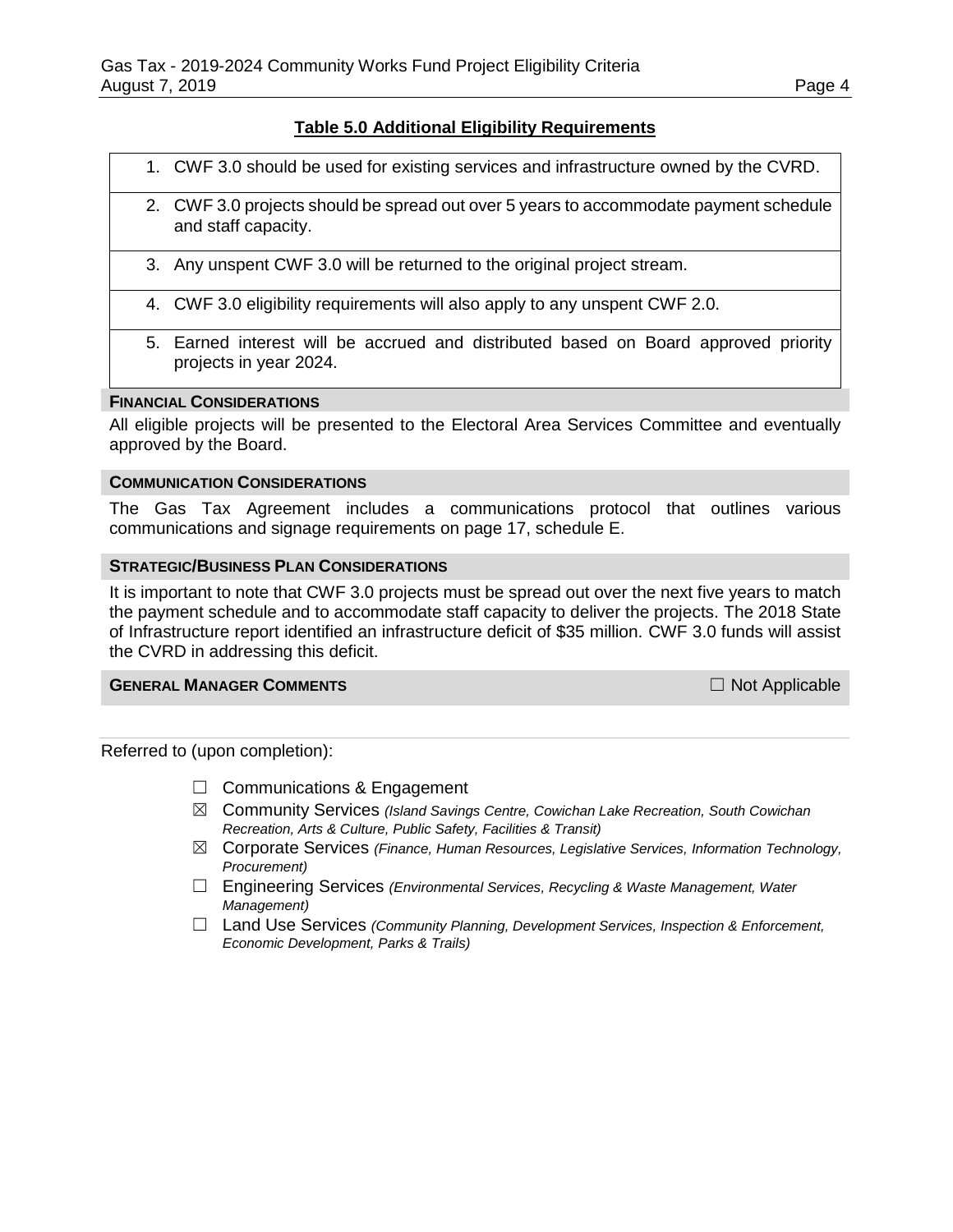**Table 5.0 Additional Eligibility Requirements**

| |
|---|
| 1. CWF 3.0 should be used for existing services and infrastructure owned by the CVRD. |
| 2. CWF 3.0 projects should be spread out over 5 years to accommodate payment schedule and staff capacity. |
| 3. Any unspent CWF 3.0 will be returned to the original project stream. |
| 4. CWF 3.0 eligibility requirements will also apply to any unspent CWF 2.0. |
| 5. Earned interest will be accrued and distributed based on Board approved priority projects in year 2024. |

**FINANCIAL CONSIDERATIONS**

All eligible projects will be presented to the Electoral Area Services Committee and eventually approved by the Board.

**COMMUNICATION CONSIDERATIONS**

The Gas Tax Agreement includes a communications protocol that outlines various communications and signage requirements on page 17, schedule E.

**STRATEGIC/BUSINESS PLAN CONSIDERATIONS**

It is important to note that CWF 3.0 projects must be spread out over the next five years to match the payment schedule and to accommodate staff capacity to deliver the projects. The 2018 State of Infrastructure report identified an infrastructure deficit of $35 million. CWF 3.0 funds will assist the CVRD in addressing this deficit.

**GENERAL MANAGER COMMENTS** ☐ Not Applicable

Referred to (upon completion):

- ☐ Communications & Engagement
- ☒ Community Services *(Island Savings Centre, Cowichan Lake Recreation, South Cowichan Recreation, Arts & Culture, Public Safety, Facilities & Transit)*
- ☒ Corporate Services *(Finance, Human Resources, Legislative Services, Information Technology, Procurement)*
- ☐ Engineering Services *(Environmental Services, Recycling & Waste Management, Water Management)*
- ☐ Land Use Services *(Community Planning, Development Services, Inspection & Enforcement, Economic Development, Parks & Trails)*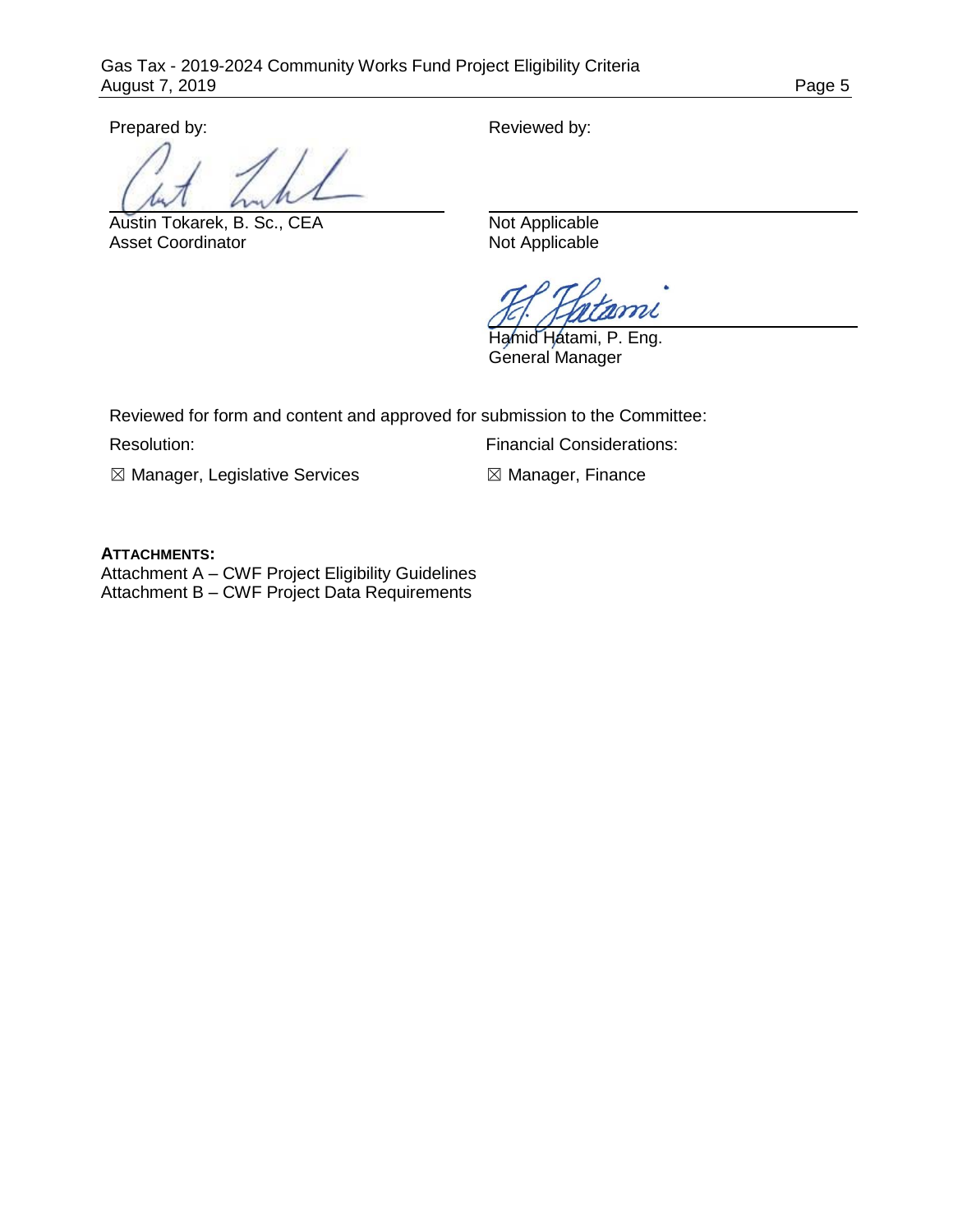Prepared by:

Austin Tokarek, B. Sc., CEA
Asset Coordinator

Reviewed by:

Not Applicable
Not Applicable

Hamid Hatami, P. Eng.
General Manager

Reviewed for form and content and approved for submission to the Committee:

Resolution:

☒ Manager, Legislative Services

Financial Considerations:

☒ Manager, Finance

**ATTACHMENTS:**

Attachment A – CWF Project Eligibility Guidelines
Attachment B – CWF Project Data Requirements